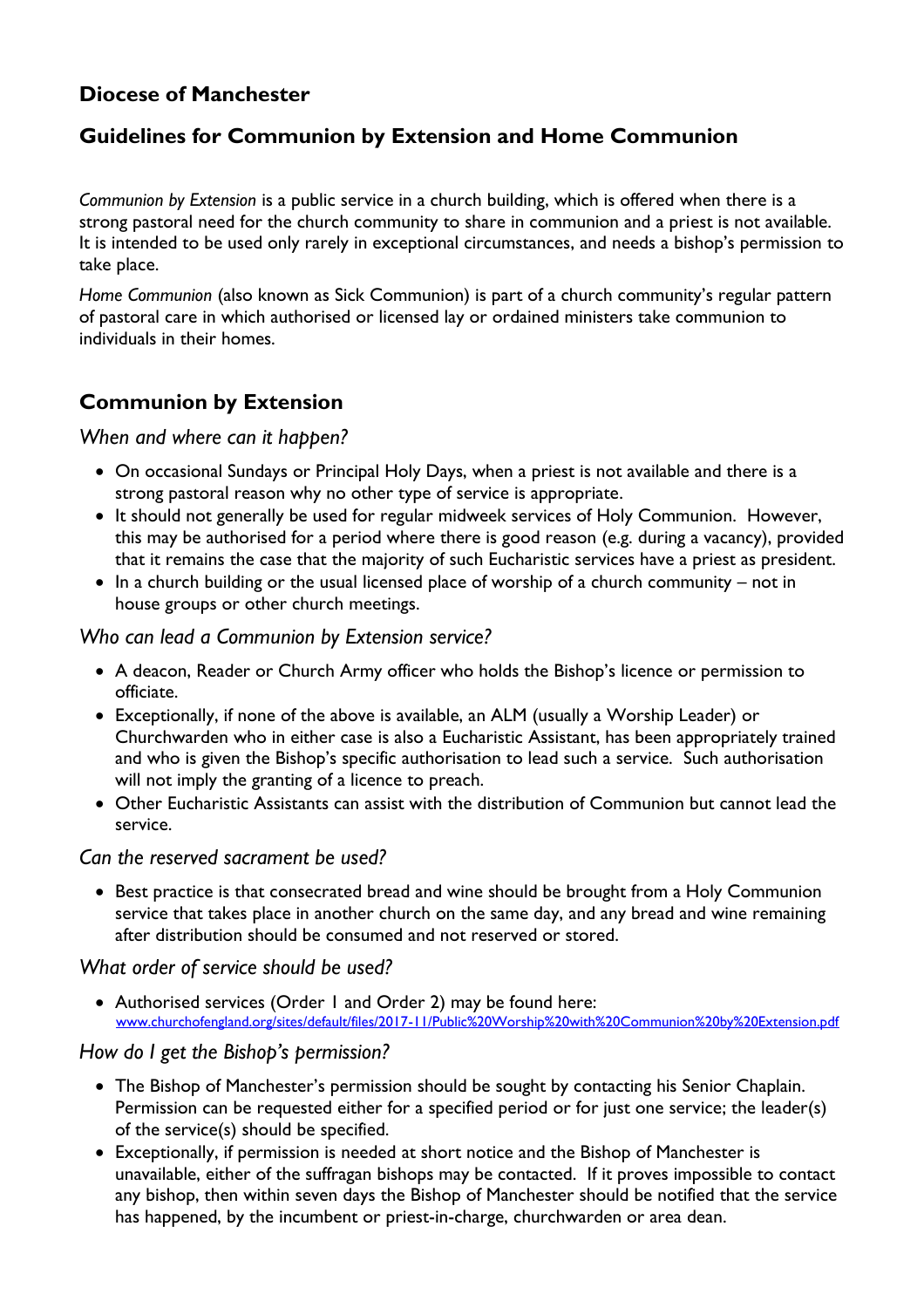## Diocese of Manchester

## Guidelines for Communion by Extension and Home Communion

*Communion by Extension* is a public service in a church building, which is offered when there is a strong pastoral need for the church community to share in communion and a priest is not available. It is intended to be used only rarely in exceptional circumstances, and needs a bishop's permission to take place.

*Home Communion* (also known as Sick Communion) is part of a church community's regular pattern of pastoral care in which authorised or licensed lay or ordained ministers take communion to individuals in their homes.

## Communion by Extension

### *When and where can it happen?*

- On occasional Sundays or Principal Holy Days, when a priest is not available and there is a strong pastoral reason why no other type of service is appropriate.
- It should not generally be used for regular midweek services of Holy Communion. However, this may be authorised for a period where there is good reason (e.g. during a vacancy), provided that it remains the case that the majority of such Eucharistic services have a priest as president.
- In a church building or the usual licensed place of worship of a church community – not in house groups or other church meetings.

### *Who can lead a Communion by Extension service?*

- A deacon, Reader or Church Army officer who holds the Bishop's licence or permission to officiate.
- Exceptionally, if none of the above is available, an ALM (usually a Worship Leader) or Churchwarden who in either case is also a Eucharistic Assistant, has been appropriately trained and who is given the Bishop's specific authorisation to lead such a service. Such authorisation will not imply the granting of a licence to preach.
- Other Eucharistic Assistants can assist with the distribution of Communion but cannot lead the service.

### *Can the reserved sacrament be used?*

- Best practice is that consecrated bread and wine should be brought from a Holy Communion service that takes place in another church on the same day, and any bread and wine remaining after distribution should be consumed and not reserved or stored.

### *What order of service should be used?*

- Authorised services (Order 1 and Order 2) may be found here: www.churchofengland.org/sites/default/files/2017-11/Public%20Worship%20with%20Communion%20by%20Extension.pdf

### *How do I get the Bishop's permission?*

- The Bishop of Manchester's permission should be sought by contacting his Senior Chaplain. Permission can be requested either for a specified period or for just one service; the leader(s) of the service(s) should be specified.
- Exceptionally, if permission is needed at short notice and the Bishop of Manchester is unavailable, either of the suffragan bishops may be contacted. If it proves impossible to contact any bishop, then within seven days the Bishop of Manchester should be notified that the service has happened, by the incumbent or priest-in-charge, churchwarden or area dean.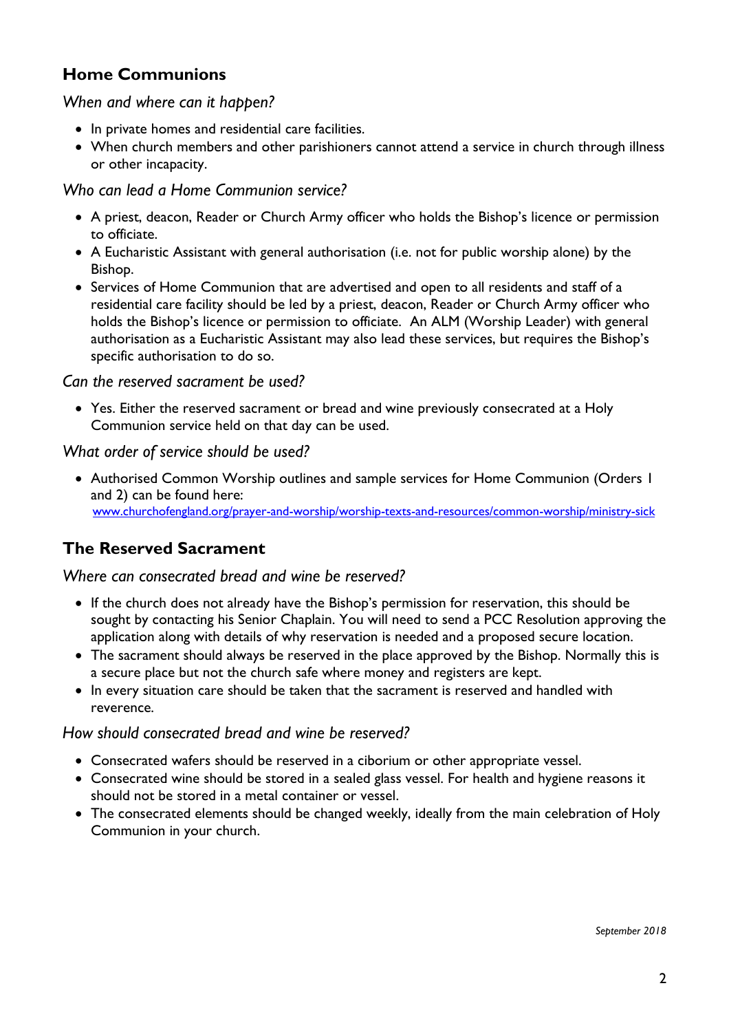## Home Communions

*When and where can it happen?*

- In private homes and residential care facilities.
- When church members and other parishioners cannot attend a service in church through illness or other incapacity.

*Who can lead a Home Communion service?*

- A priest, deacon, Reader or Church Army officer who holds the Bishop's licence or permission to officiate.
- A Eucharistic Assistant with general authorisation (i.e. not for public worship alone) by the Bishop.
- Services of Home Communion that are advertised and open to all residents and staff of a residential care facility should be led by a priest, deacon, Reader or Church Army officer who holds the Bishop's licence or permission to officiate. An ALM (Worship Leader) with general authorisation as a Eucharistic Assistant may also lead these services, but requires the Bishop's specific authorisation to do so.

*Can the reserved sacrament be used?*

- Yes. Either the reserved sacrament or bread and wine previously consecrated at a Holy Communion service held on that day can be used.

*What order of service should be used?*

- Authorised Common Worship outlines and sample services for Home Communion (Orders 1 and 2) can be found here: www.churchofengland.org/prayer-and-worship/worship-texts-and-resources/common-worship/ministry-sick

## The Reserved Sacrament

*Where can consecrated bread and wine be reserved?*

- If the church does not already have the Bishop's permission for reservation, this should be sought by contacting his Senior Chaplain. You will need to send a PCC Resolution approving the application along with details of why reservation is needed and a proposed secure location.
- The sacrament should always be reserved in the place approved by the Bishop. Normally this is a secure place but not the church safe where money and registers are kept.
- In every situation care should be taken that the sacrament is reserved and handled with reverence.

*How should consecrated bread and wine be reserved?*

- Consecrated wafers should be reserved in a ciborium or other appropriate vessel.
- Consecrated wine should be stored in a sealed glass vessel. For health and hygiene reasons it should not be stored in a metal container or vessel.
- The consecrated elements should be changed weekly, ideally from the main celebration of Holy Communion in your church.

*September 2018*